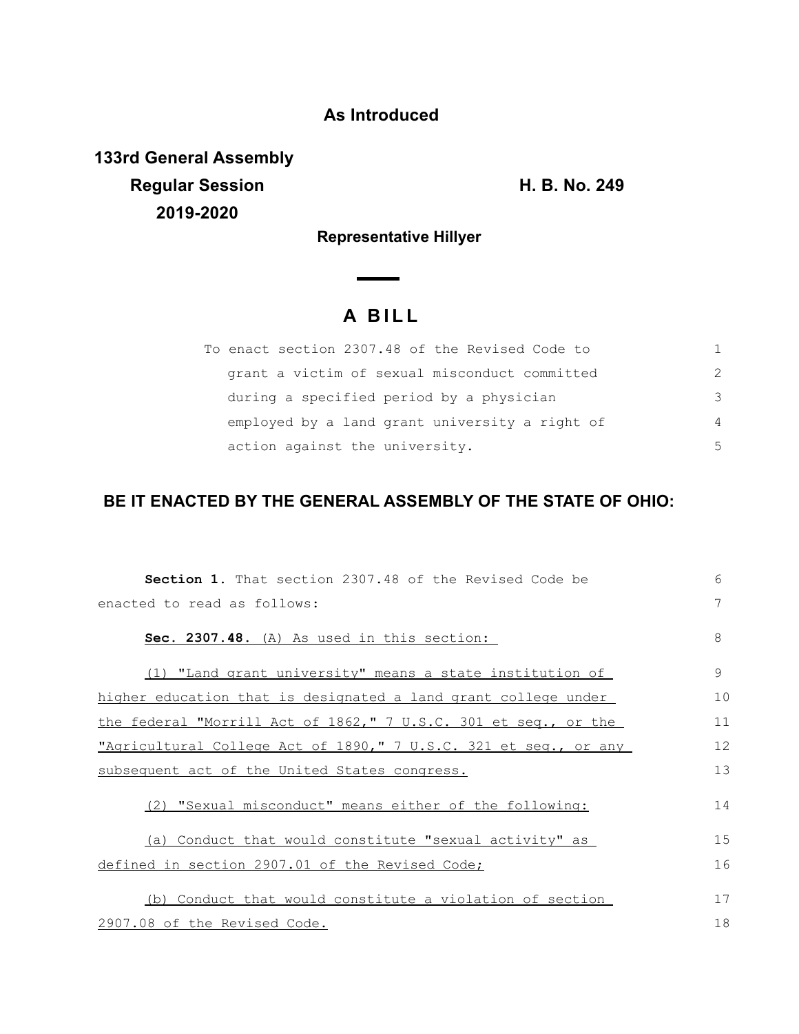**As Introduced**

**133rd General Assembly**
**Regular Session** **H. B. No. 249**
**2019-2020**

**Representative Hillyer**

# A BILL

To enact section 2307.48 of the Revised Code to grant a victim of sexual misconduct committed during a specified period by a physician employed by a land grant university a right of action against the university.

## BE IT ENACTED BY THE GENERAL ASSEMBLY OF THE STATE OF OHIO:

**Section 1.** That section 2307.48 of the Revised Code be enacted to read as follows:

**Sec. 2307.48.** (A) As used in this section:

(1) "Land grant university" means a state institution of higher education that is designated a land grant college under the federal "Morrill Act of 1862," 7 U.S.C. 301 et seq., or the "Agricultural College Act of 1890," 7 U.S.C. 321 et seq., or any subsequent act of the United States congress.

(2) "Sexual misconduct" means either of the following:

(a) Conduct that would constitute "sexual activity" as defined in section 2907.01 of the Revised Code;

(b) Conduct that would constitute a violation of section 2907.08 of the Revised Code.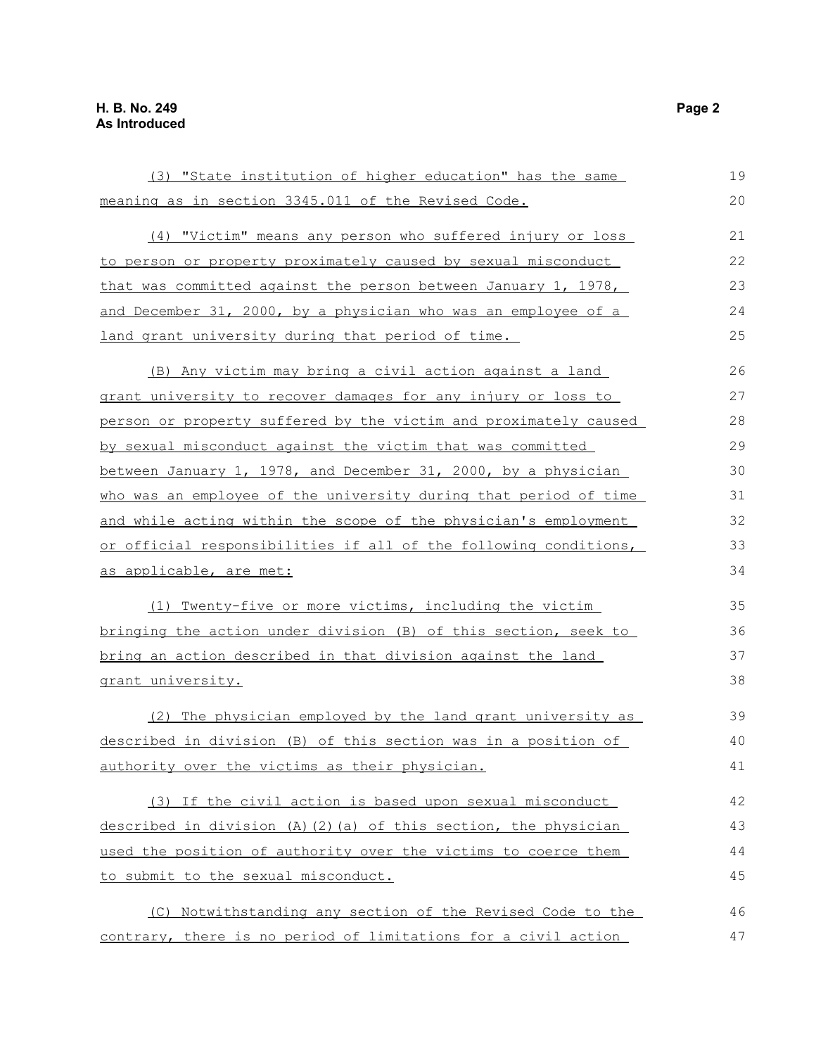(3) "State institution of higher education" has the same meaning as in section 3345.011 of the Revised Code.

(4) "Victim" means any person who suffered injury or loss to person or property proximately caused by sexual misconduct that was committed against the person between January 1, 1978, and December 31, 2000, by a physician who was an employee of a land grant university during that period of time.

(B) Any victim may bring a civil action against a land grant university to recover damages for any injury or loss to person or property suffered by the victim and proximately caused by sexual misconduct against the victim that was committed between January 1, 1978, and December 31, 2000, by a physician who was an employee of the university during that period of time and while acting within the scope of the physician's employment or official responsibilities if all of the following conditions, as applicable, are met:

(1) Twenty-five or more victims, including the victim bringing the action under division (B) of this section, seek to bring an action described in that division against the land grant university.

(2) The physician employed by the land grant university as described in division (B) of this section was in a position of authority over the victims as their physician.

(3) If the civil action is based upon sexual misconduct described in division (A)(2)(a) of this section, the physician used the position of authority over the victims to coerce them to submit to the sexual misconduct.

(C) Notwithstanding any section of the Revised Code to the contrary, there is no period of limitations for a civil action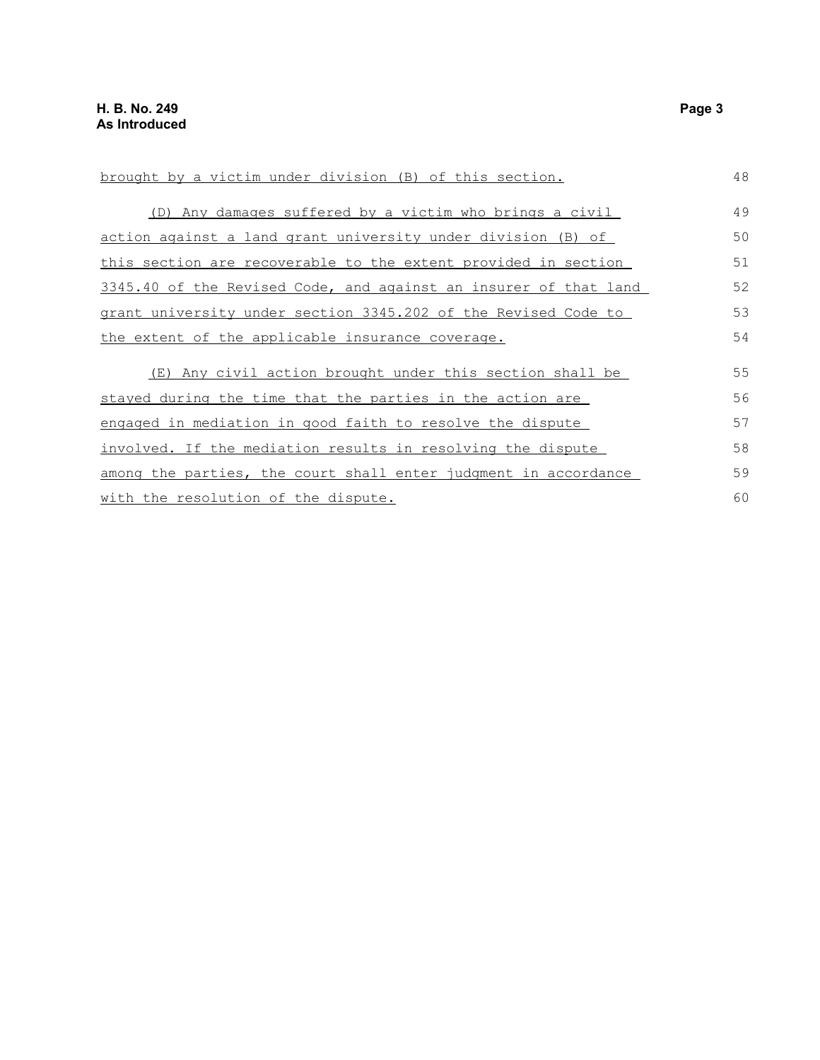brought by a victim under division (B) of this section.

(D) Any damages suffered by a victim who brings a civil action against a land grant university under division (B) of this section are recoverable to the extent provided in section 3345.40 of the Revised Code, and against an insurer of that land grant university under section 3345.202 of the Revised Code to the extent of the applicable insurance coverage.

(E) Any civil action brought under this section shall be stayed during the time that the parties in the action are engaged in mediation in good faith to resolve the dispute involved. If the mediation results in resolving the dispute among the parties, the court shall enter judgment in accordance with the resolution of the dispute.